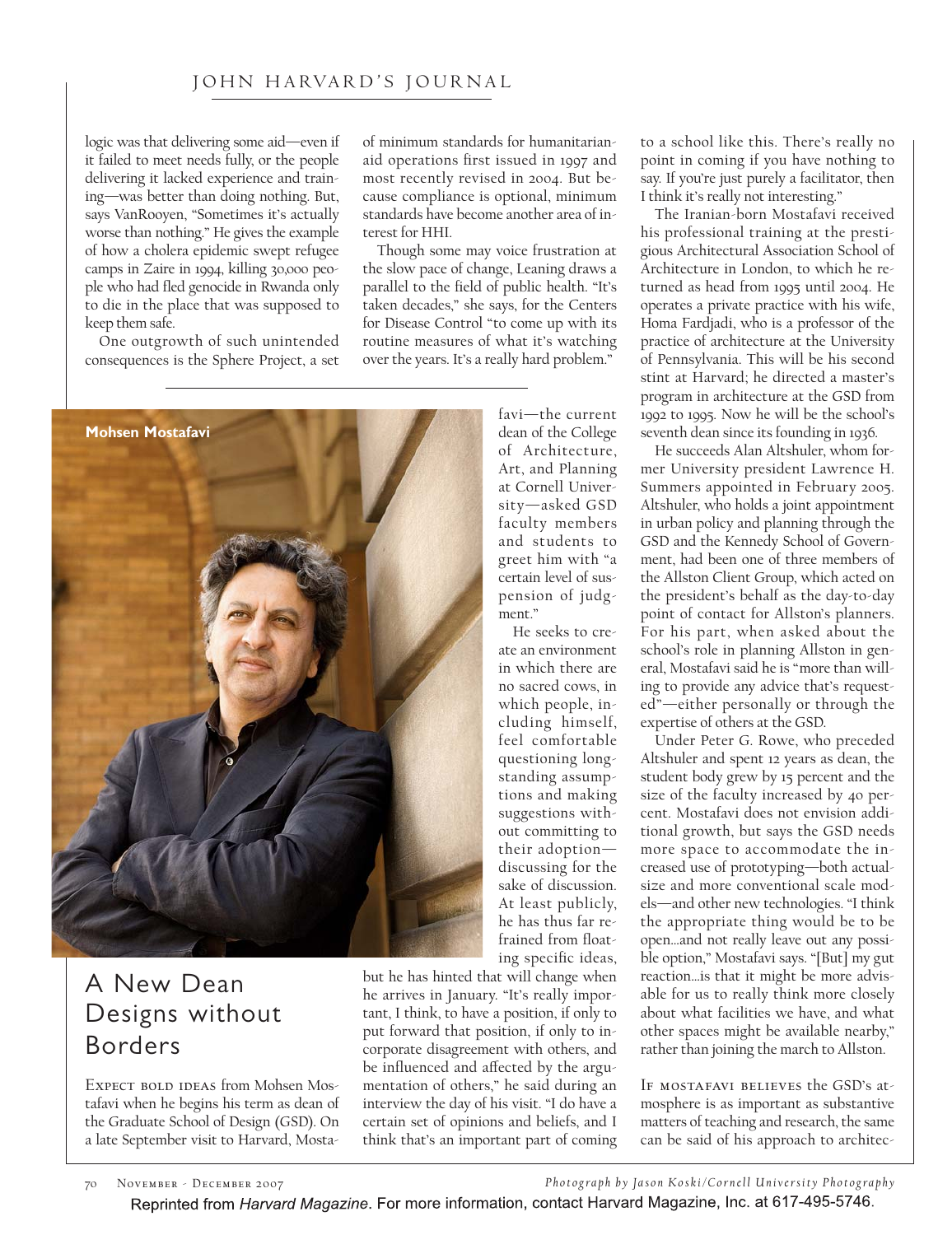logic was that delivering some aid—even if it failed to meet needs fully, or the people delivering it lacked experience and training—was better than doing nothing. But, says VanRooyen, "Sometimes it's actually worse than nothing." He gives the example of how a cholera epidemic swept refugee camps in Zaire in 1994, killing 30,000 people who had fled genocide in Rwanda only to die in the place that was supposed to keep them safe.

One outgrowth of such unintended consequences is the Sphere Project, a set of minimum standards for humanitarian-aid operations first issued in 1997 and most recently revised in 2004. But because compliance is optional, minimum standards have become another area of interest for HHI.

Though some may voice frustration at the slow pace of change, Leaning draws a parallel to the field of public health. "It's taken decades," she says, for the Centers for Disease Control "to come up with its routine measures of what it's watching over the years. It's a really hard problem."

Mohsen Mostafavi

# A New Dean Designs without Borders

Expect bold ideas from Mohsen Mostafavi when he begins his term as dean of the Graduate School of Design (GSD). On a late September visit to Harvard, Mostafavi—the current dean of the College of Architecture, Art, and Planning at Cornell University—asked GSD faculty members and students to greet him with "a certain level of suspension of judgment."

He seeks to create an environment in which there are no sacred cows, in which people, including himself, feel comfortable questioning long-standing assumptions and making suggestions without committing to their adoption—discussing for the sake of discussion. At least publicly, he has thus far refrained from floating specific ideas, but he has hinted that will change when he arrives in January. "It's really important, I think, to have a position, if only to put forward that position, if only to incorporate disagreement with others, and be influenced and affected by the argumentation of others," he said during an interview the day of his visit. "I do have a certain set of opinions and beliefs, and I think that's an important part of coming to a school like this. There's really no point in coming if you have nothing to say. If you're just purely a facilitator, then I think it's really not interesting."

The Iranian-born Mostafavi received his professional training at the prestigious Architectural Association School of Architecture in London, to which he returned as head from 1995 until 2004. He operates a private practice with his wife, Homa Fardjadi, who is a professor of the practice of architecture at the University of Pennsylvania. This will be his second stint at Harvard; he directed a master's program in architecture at the GSD from 1992 to 1995. Now he will be the school's seventh dean since its founding in 1936.

He succeeds Alan Altshuler, whom former University president Lawrence H. Summers appointed in February 2005. Altshuler, who holds a joint appointment in urban policy and planning through the GSD and the Kennedy School of Government, had been one of three members of the Allston Client Group, which acted on the president's behalf as the day-to-day point of contact for Allston's planners. For his part, when asked about the school's role in planning Allston in general, Mostafavi said he is "more than willing to provide any advice that's requested"—either personally or through the expertise of others at the GSD.

Under Peter G. Rowe, who preceded Altshuler and spent 12 years as dean, the student body grew by 15 percent and the size of the faculty increased by 40 percent. Mostafavi does not envision additional growth, but says the GSD needs more space to accommodate the increased use of prototyping—both actual-size and more conventional scale models—and other new technologies. "I think the appropriate thing would be to be open…and not really leave out any possible option," Mostafavi says. "[But] my gut reaction…is that it might be more advisable for us to really think more closely about what facilities we have, and what other spaces might be available nearby," rather than joining the march to Allston.

If Mostafavi believes the GSD's atmosphere is as important as substantive matters of teaching and research, the same can be said of his approach to architec-

*Photograph by Jason Koski/Cornell University Photography*

Reprinted from *Harvard Magazine*. For more information, contact Harvard Magazine, Inc. at 617-495-5746.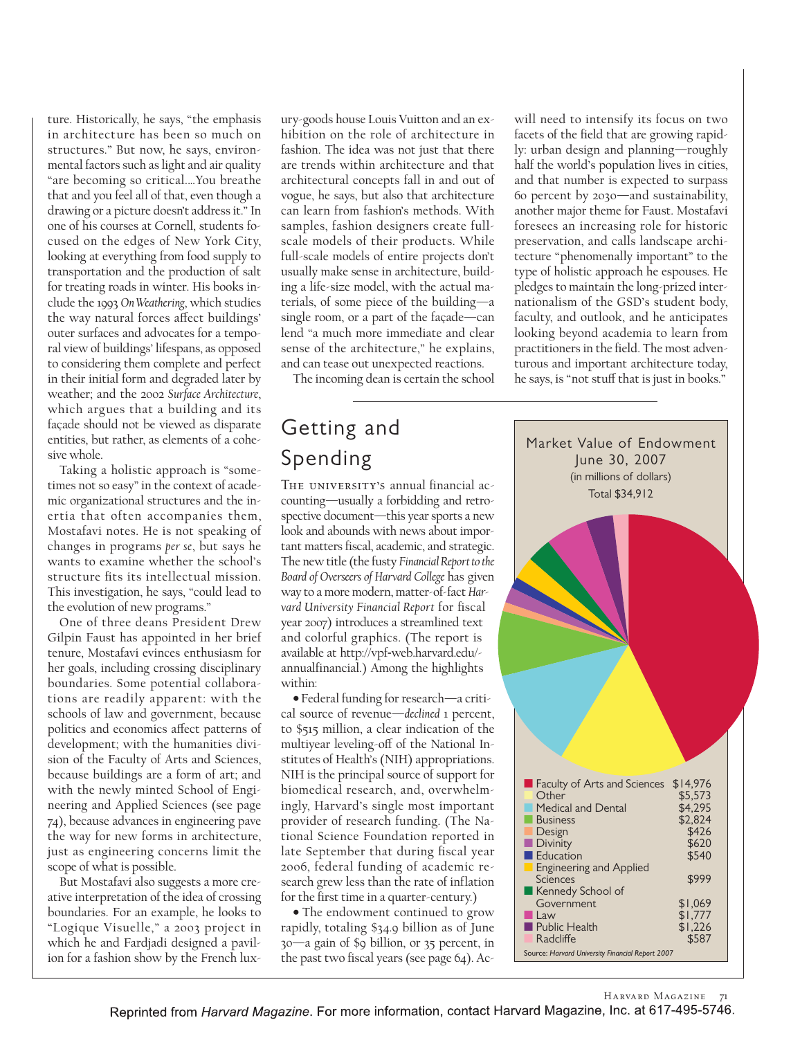ture. Historically, he says, "the emphasis in architecture has been so much on structures." But now, he says, environmental factors such as light and air quality "are becoming so critical….You breathe that and you feel all of that, even though a drawing or a picture doesn't address it." In one of his courses at Cornell, students focused on the edges of New York City, looking at everything from food supply to transportation and the production of salt for treating roads in winter. His books include the 1993 *On Weathering*, which studies the way natural forces affect buildings' outer surfaces and advocates for a temporal view of buildings' lifespans, as opposed to considering them complete and perfect in their initial form and degraded later by weather; and the 2002 *Surface Architecture*, which argues that a building and its façade should not be viewed as disparate entities, but rather, as elements of a cohesive whole.

Taking a holistic approach is "sometimes not so easy" in the context of academic organizational structures and the inertia that often accompanies them, Mostafavi notes. He is not speaking of changes in programs *per se*, but says he wants to examine whether the school's structure fits its intellectual mission. This investigation, he says, "could lead to the evolution of new programs."

One of three deans President Drew Gilpin Faust has appointed in her brief tenure, Mostafavi evinces enthusiasm for her goals, including crossing disciplinary boundaries. Some potential collaborations are readily apparent: with the schools of law and government, because politics and economics affect patterns of development; with the humanities division of the Faculty of Arts and Sciences, because buildings are a form of art; and with the newly minted School of Engineering and Applied Sciences (see page 74), because advances in engineering pave the way for new forms in architecture, just as engineering concerns limit the scope of what is possible.

But Mostafavi also suggests a more creative interpretation of the idea of crossing boundaries. For an example, he looks to "Logique Visuelle," a 2003 project in which he and Fardjadi designed a pavilion for a fashion show by the French luxury-goods house Louis Vuitton and an exhibition on the role of architecture in fashion. The idea was not just that there are trends within architecture and that architectural concepts fall in and out of vogue, he says, but also that architecture can learn from fashion's methods. With samples, fashion designers create full-scale models of their products. While full-scale models of entire projects don't usually make sense in architecture, building a life-size model, with the actual materials, of some piece of the building—a single room, or a part of the façade—can lend "a much more immediate and clear sense of the architecture," he explains, and can tease out unexpected reactions.

The incoming dean is certain the school will need to intensify its focus on two facets of the field that are growing rapidly: urban design and planning—roughly half the world's population lives in cities, and that number is expected to surpass 60 percent by 2030—and sustainability, another major theme for Faust. Mostafavi foresees an increasing role for historic preservation, and calls landscape architecture "phenomenally important" to the type of holistic approach he espouses. He pledges to maintain the long-prized internationalism of the GSD's student body, faculty, and outlook, and he anticipates looking beyond academia to learn from practitioners in the field. The most adventurous and important architecture today, he says, is "not stuff that is just in books."

## Getting and Spending

The university's annual financial accounting—usually a forbidding and retrospective document—this year sports a new look and abounds with news about important matters fiscal, academic, and strategic. The new title (the fusty *Financial Report to the Board of Overseers of Harvard College* has given way to a more modern, matter-of-fact *Harvard University Financial Report* for fiscal year 2007) introduces a streamlined text and colorful graphics. (The report is available at http://vpf-web.harvard.edu/annualfinancial.) Among the highlights within:

- Federal funding for research—a critical source of revenue—*declined* 1 percent, to $515 million, a clear indication of the multiyear leveling-off of the National Institutes of Health's (NIH) appropriations. NIH is the principal source of support for biomedical research, and, overwhelmingly, Harvard's single most important provider of research funding. (The National Science Foundation reported in late September that during fiscal year 2006, federal funding of academic research grew less than the rate of inflation for the first time in a quarter-century.)
- The endowment continued to grow rapidly, totaling $34.9 billion as of June 30—a gain of $9 billion, or 35 percent, in the past two fiscal years (see page 64). Ac-

Market Value of Endowment
June 30, 2007
(in millions of dollars)
Total $34,912

Faculty of Arts and Sciences $14,976
Other $5,573
Medical and Dental $4,295
Business $2,824
Design $426
Divinity $620
Education $540
Engineering and Applied Sciences $999
Kennedy School of Government $1,069
Law $1,777
Public Health $1,226
Radcliffe $587

Source: *Harvard University Financial Report 2007*

Reprinted from *Harvard Magazine*. For more information, contact Harvard Magazine, Inc. at 617-495-5746.